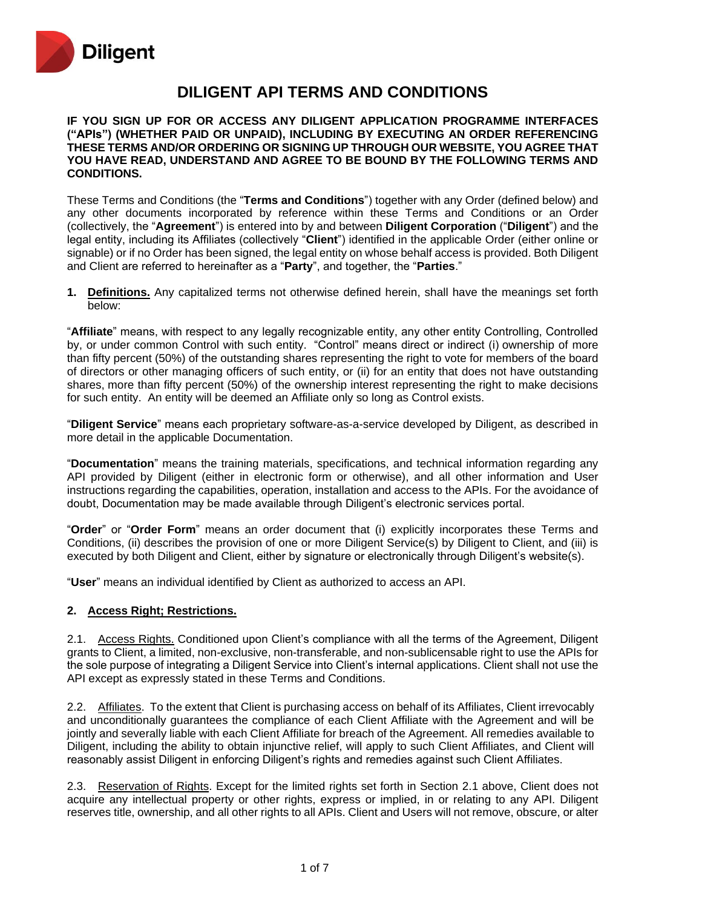Diligent

# DILIGENT API TERMS AND CONDITIONS

**IF YOU SIGN UP FOR OR ACCESS ANY DILIGENT APPLICATION PROGRAMME INTERFACES ("APIs") (WHETHER PAID OR UNPAID), INCLUDING BY EXECUTING AN ORDER REFERENCING THESE TERMS AND/OR ORDERING OR SIGNING UP THROUGH OUR WEBSITE, YOU AGREE THAT YOU HAVE READ, UNDERSTAND AND AGREE TO BE BOUND BY THE FOLLOWING TERMS AND CONDITIONS.**

These Terms and Conditions (the "**Terms and Conditions**") together with any Order (defined below) and any other documents incorporated by reference within these Terms and Conditions or an Order (collectively, the "**Agreement**") is entered into by and between **Diligent Corporation** ("**Diligent**") and the legal entity, including its Affiliates (collectively "**Client**") identified in the applicable Order (either online or signable) or if no Order has been signed, the legal entity on whose behalf access is provided. Both Diligent and Client are referred to hereinafter as a "**Party**", and together, the "**Parties**."

1. **Definitions.** Any capitalized terms not otherwise defined herein, shall have the meanings set forth below:

"**Affiliate**" means, with respect to any legally recognizable entity, any other entity Controlling, Controlled by, or under common Control with such entity. "Control" means direct or indirect (i) ownership of more than fifty percent (50%) of the outstanding shares representing the right to vote for members of the board of directors or other managing officers of such entity, or (ii) for an entity that does not have outstanding shares, more than fifty percent (50%) of the ownership interest representing the right to make decisions for such entity. An entity will be deemed an Affiliate only so long as Control exists.

"**Diligent Service**" means each proprietary software-as-a-service developed by Diligent, as described in more detail in the applicable Documentation.

"**Documentation**" means the training materials, specifications, and technical information regarding any API provided by Diligent (either in electronic form or otherwise), and all other information and User instructions regarding the capabilities, operation, installation and access to the APIs. For the avoidance of doubt, Documentation may be made available through Diligent's electronic services portal.

"**Order**" or "**Order Form**" means an order document that (i) explicitly incorporates these Terms and Conditions, (ii) describes the provision of one or more Diligent Service(s) by Diligent to Client, and (iii) is executed by both Diligent and Client, either by signature or electronically through Diligent's website(s).

"**User**" means an individual identified by Client as authorized to access an API.

2. **Access Right; Restrictions.**

2.1. Access Rights. Conditioned upon Client's compliance with all the terms of the Agreement, Diligent grants to Client, a limited, non-exclusive, non-transferable, and non-sublicensable right to use the APIs for the sole purpose of integrating a Diligent Service into Client's internal applications. Client shall not use the API except as expressly stated in these Terms and Conditions.

2.2. Affiliates. To the extent that Client is purchasing access on behalf of its Affiliates, Client irrevocably and unconditionally guarantees the compliance of each Client Affiliate with the Agreement and will be jointly and severally liable with each Client Affiliate for breach of the Agreement. All remedies available to Diligent, including the ability to obtain injunctive relief, will apply to such Client Affiliates, and Client will reasonably assist Diligent in enforcing Diligent's rights and remedies against such Client Affiliates.

2.3. Reservation of Rights. Except for the limited rights set forth in Section 2.1 above, Client does not acquire any intellectual property or other rights, express or implied, in or relating to any API. Diligent reserves title, ownership, and all other rights to all APIs. Client and Users will not remove, obscure, or alter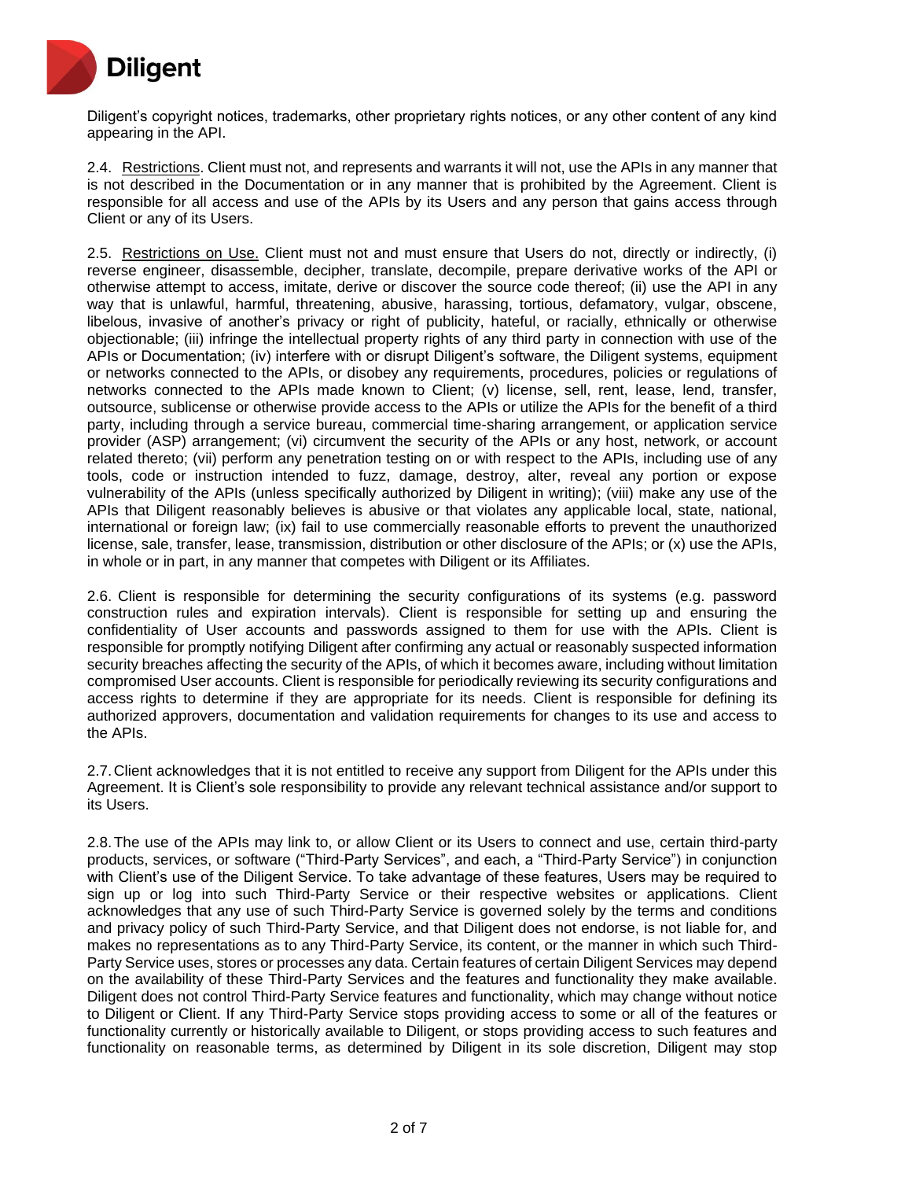Diligent's copyright notices, trademarks, other proprietary rights notices, or any other content of any kind appearing in the API.

2.4. Restrictions. Client must not, and represents and warrants it will not, use the APIs in any manner that is not described in the Documentation or in any manner that is prohibited by the Agreement. Client is responsible for all access and use of the APIs by its Users and any person that gains access through Client or any of its Users.

2.5. Restrictions on Use. Client must not and must ensure that Users do not, directly or indirectly, (i) reverse engineer, disassemble, decipher, translate, decompile, prepare derivative works of the API or otherwise attempt to access, imitate, derive or discover the source code thereof; (ii) use the API in any way that is unlawful, harmful, threatening, abusive, harassing, tortious, defamatory, vulgar, obscene, libelous, invasive of another's privacy or right of publicity, hateful, or racially, ethnically or otherwise objectionable; (iii) infringe the intellectual property rights of any third party in connection with use of the APIs or Documentation; (iv) interfere with or disrupt Diligent's software, the Diligent systems, equipment or networks connected to the APIs, or disobey any requirements, procedures, policies or regulations of networks connected to the APIs made known to Client; (v) license, sell, rent, lease, lend, transfer, outsource, sublicense or otherwise provide access to the APIs or utilize the APIs for the benefit of a third party, including through a service bureau, commercial time-sharing arrangement, or application service provider (ASP) arrangement; (vi) circumvent the security of the APIs or any host, network, or account related thereto; (vii) perform any penetration testing on or with respect to the APIs, including use of any tools, code or instruction intended to fuzz, damage, destroy, alter, reveal any portion or expose vulnerability of the APIs (unless specifically authorized by Diligent in writing); (viii) make any use of the APIs that Diligent reasonably believes is abusive or that violates any applicable local, state, national, international or foreign law; (ix) fail to use commercially reasonable efforts to prevent the unauthorized license, sale, transfer, lease, transmission, distribution or other disclosure of the APIs; or (x) use the APIs, in whole or in part, in any manner that competes with Diligent or its Affiliates.

2.6. Client is responsible for determining the security configurations of its systems (e.g. password construction rules and expiration intervals). Client is responsible for setting up and ensuring the confidentiality of User accounts and passwords assigned to them for use with the APIs. Client is responsible for promptly notifying Diligent after confirming any actual or reasonably suspected information security breaches affecting the security of the APIs, of which it becomes aware, including without limitation compromised User accounts. Client is responsible for periodically reviewing its security configurations and access rights to determine if they are appropriate for its needs. Client is responsible for defining its authorized approvers, documentation and validation requirements for changes to its use and access to the APIs.

2.7. Client acknowledges that it is not entitled to receive any support from Diligent for the APIs under this Agreement. It is Client's sole responsibility to provide any relevant technical assistance and/or support to its Users.

2.8. The use of the APIs may link to, or allow Client or its Users to connect and use, certain third-party products, services, or software ("Third-Party Services", and each, a "Third-Party Service") in conjunction with Client's use of the Diligent Service. To take advantage of these features, Users may be required to sign up or log into such Third-Party Service or their respective websites or applications. Client acknowledges that any use of such Third-Party Service is governed solely by the terms and conditions and privacy policy of such Third-Party Service, and that Diligent does not endorse, is not liable for, and makes no representations as to any Third-Party Service, its content, or the manner in which such Third-Party Service uses, stores or processes any data. Certain features of certain Diligent Services may depend on the availability of these Third-Party Services and the features and functionality they make available. Diligent does not control Third-Party Service features and functionality, which may change without notice to Diligent or Client. If any Third-Party Service stops providing access to some or all of the features or functionality currently or historically available to Diligent, or stops providing access to such features and functionality on reasonable terms, as determined by Diligent in its sole discretion, Diligent may stop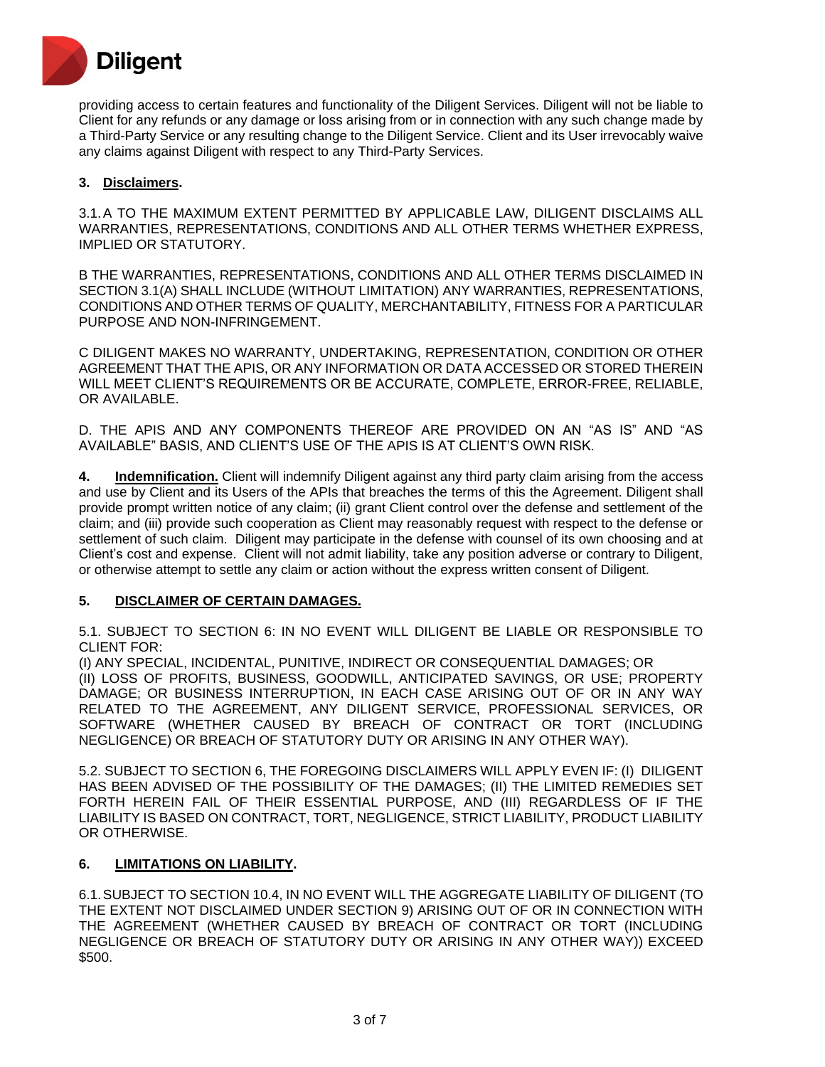providing access to certain features and functionality of the Diligent Services. Diligent will not be liable to Client for any refunds or any damage or loss arising from or in connection with any such change made by a Third-Party Service or any resulting change to the Diligent Service. Client and its User irrevocably waive any claims against Diligent with respect to any Third-Party Services.

**3. Disclaimers.**

3.1. A TO THE MAXIMUM EXTENT PERMITTED BY APPLICABLE LAW, DILIGENT DISCLAIMS ALL WARRANTIES, REPRESENTATIONS, CONDITIONS AND ALL OTHER TERMS WHETHER EXPRESS, IMPLIED OR STATUTORY.

B THE WARRANTIES, REPRESENTATIONS, CONDITIONS AND ALL OTHER TERMS DISCLAIMED IN SECTION 3.1(A) SHALL INCLUDE (WITHOUT LIMITATION) ANY WARRANTIES, REPRESENTATIONS, CONDITIONS AND OTHER TERMS OF QUALITY, MERCHANTABILITY, FITNESS FOR A PARTICULAR PURPOSE AND NON-INFRINGEMENT.

C DILIGENT MAKES NO WARRANTY, UNDERTAKING, REPRESENTATION, CONDITION OR OTHER AGREEMENT THAT THE APIS, OR ANY INFORMATION OR DATA ACCESSED OR STORED THEREIN WILL MEET CLIENT'S REQUIREMENTS OR BE ACCURATE, COMPLETE, ERROR-FREE, RELIABLE, OR AVAILABLE.

D. THE APIS AND ANY COMPONENTS THEREOF ARE PROVIDED ON AN "AS IS" AND "AS AVAILABLE" BASIS, AND CLIENT'S USE OF THE APIS IS AT CLIENT'S OWN RISK.

**4. Indemnification.** Client will indemnify Diligent against any third party claim arising from the access and use by Client and its Users of the APIs that breaches the terms of this the Agreement. Diligent shall provide prompt written notice of any claim; (ii) grant Client control over the defense and settlement of the claim; and (iii) provide such cooperation as Client may reasonably request with respect to the defense or settlement of such claim. Diligent may participate in the defense with counsel of its own choosing and at Client's cost and expense. Client will not admit liability, take any position adverse or contrary to Diligent, or otherwise attempt to settle any claim or action without the express written consent of Diligent.

**5. DISCLAIMER OF CERTAIN DAMAGES.**

5.1. SUBJECT TO SECTION 6: IN NO EVENT WILL DILIGENT BE LIABLE OR RESPONSIBLE TO CLIENT FOR:
(I) ANY SPECIAL, INCIDENTAL, PUNITIVE, INDIRECT OR CONSEQUENTIAL DAMAGES; OR
(II) LOSS OF PROFITS, BUSINESS, GOODWILL, ANTICIPATED SAVINGS, OR USE; PROPERTY DAMAGE; OR BUSINESS INTERRUPTION, IN EACH CASE ARISING OUT OF OR IN ANY WAY RELATED TO THE AGREEMENT, ANY DILIGENT SERVICE, PROFESSIONAL SERVICES, OR SOFTWARE (WHETHER CAUSED BY BREACH OF CONTRACT OR TORT (INCLUDING NEGLIGENCE) OR BREACH OF STATUTORY DUTY OR ARISING IN ANY OTHER WAY).

5.2. SUBJECT TO SECTION 6, THE FOREGOING DISCLAIMERS WILL APPLY EVEN IF: (I) DILIGENT HAS BEEN ADVISED OF THE POSSIBILITY OF THE DAMAGES; (II) THE LIMITED REMEDIES SET FORTH HEREIN FAIL OF THEIR ESSENTIAL PURPOSE, AND (III) REGARDLESS OF IF THE LIABILITY IS BASED ON CONTRACT, TORT, NEGLIGENCE, STRICT LIABILITY, PRODUCT LIABILITY OR OTHERWISE.

**6. LIMITATIONS ON LIABILITY.**

6.1. SUBJECT TO SECTION 10.4, IN NO EVENT WILL THE AGGREGATE LIABILITY OF DILIGENT (TO THE EXTENT NOT DISCLAIMED UNDER SECTION 9) ARISING OUT OF OR IN CONNECTION WITH THE AGREEMENT (WHETHER CAUSED BY BREACH OF CONTRACT OR TORT (INCLUDING NEGLIGENCE OR BREACH OF STATUTORY DUTY OR ARISING IN ANY OTHER WAY)) EXCEED $500.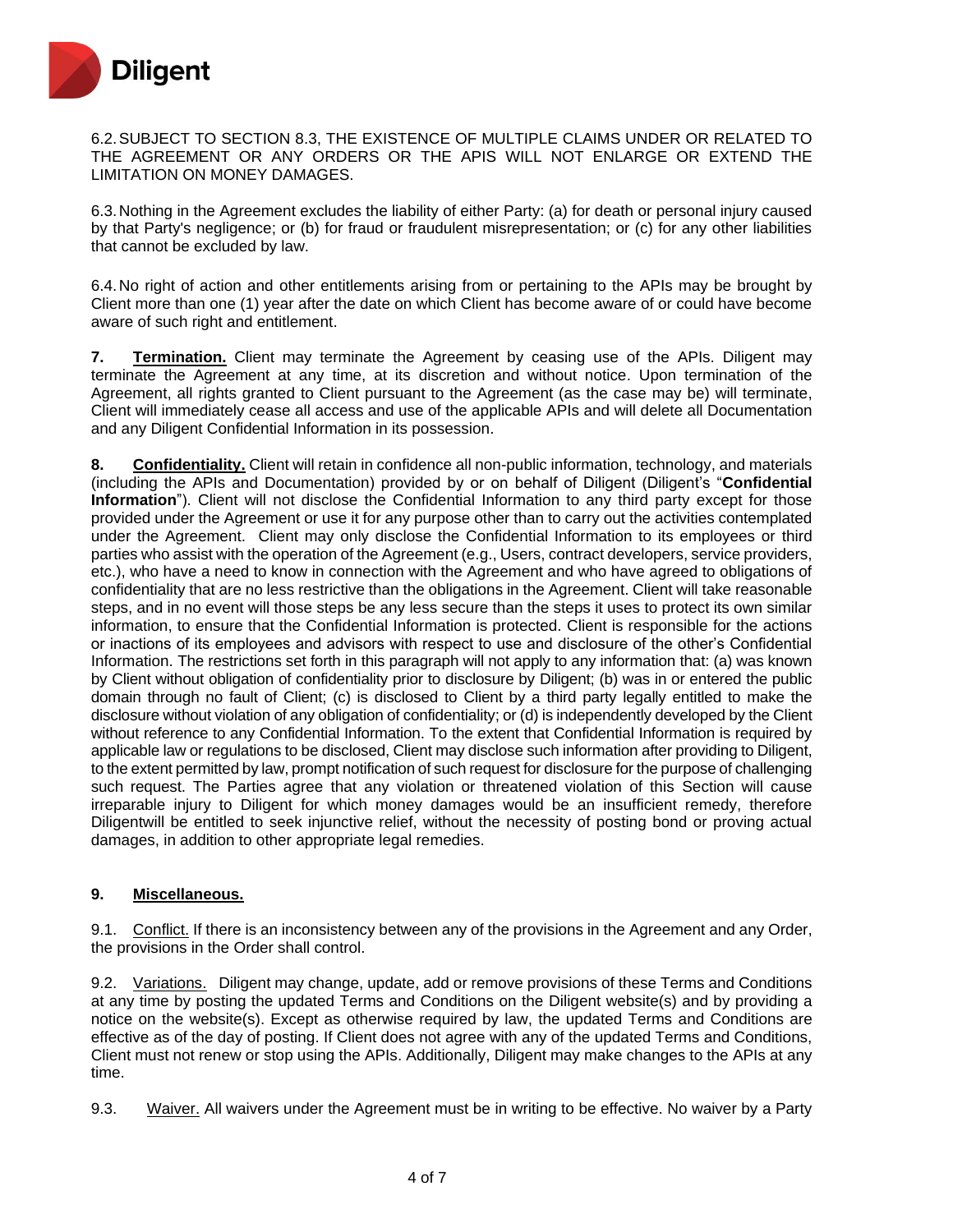6.2. SUBJECT TO SECTION 8.3, THE EXISTENCE OF MULTIPLE CLAIMS UNDER OR RELATED TO THE AGREEMENT OR ANY ORDERS OR THE APIS WILL NOT ENLARGE OR EXTEND THE LIMITATION ON MONEY DAMAGES.

6.3. Nothing in the Agreement excludes the liability of either Party: (a) for death or personal injury caused by that Party's negligence; or (b) for fraud or fraudulent misrepresentation; or (c) for any other liabilities that cannot be excluded by law.

6.4. No right of action and other entitlements arising from or pertaining to the APIs may be brought by Client more than one (1) year after the date on which Client has become aware of or could have become aware of such right and entitlement.

**7. Termination.** Client may terminate the Agreement by ceasing use of the APIs. Diligent may terminate the Agreement at any time, at its discretion and without notice. Upon termination of the Agreement, all rights granted to Client pursuant to the Agreement (as the case may be) will terminate, Client will immediately cease all access and use of the applicable APIs and will delete all Documentation and any Diligent Confidential Information in its possession.

**8. Confidentiality.** Client will retain in confidence all non-public information, technology, and materials (including the APIs and Documentation) provided by or on behalf of Diligent (Diligent's "**Confidential Information**"). Client will not disclose the Confidential Information to any third party except for those provided under the Agreement or use it for any purpose other than to carry out the activities contemplated under the Agreement. Client may only disclose the Confidential Information to its employees or third parties who assist with the operation of the Agreement (e.g., Users, contract developers, service providers, etc.), who have a need to know in connection with the Agreement and who have agreed to obligations of confidentiality that are no less restrictive than the obligations in the Agreement. Client will take reasonable steps, and in no event will those steps be any less secure than the steps it uses to protect its own similar information, to ensure that the Confidential Information is protected. Client is responsible for the actions or inactions of its employees and advisors with respect to use and disclosure of the other's Confidential Information. The restrictions set forth in this paragraph will not apply to any information that: (a) was known by Client without obligation of confidentiality prior to disclosure by Diligent; (b) was in or entered the public domain through no fault of Client; (c) is disclosed to Client by a third party legally entitled to make the disclosure without violation of any obligation of confidentiality; or (d) is independently developed by the Client without reference to any Confidential Information. To the extent that Confidential Information is required by applicable law or regulations to be disclosed, Client may disclose such information after providing to Diligent, to the extent permitted by law, prompt notification of such request for disclosure for the purpose of challenging such request. The Parties agree that any violation or threatened violation of this Section will cause irreparable injury to Diligent for which money damages would be an insufficient remedy, therefore Diligentwill be entitled to seek injunctive relief, without the necessity of posting bond or proving actual damages, in addition to other appropriate legal remedies.

**9. Miscellaneous.**

9.1. Conflict. If there is an inconsistency between any of the provisions in the Agreement and any Order, the provisions in the Order shall control.

9.2. Variations. Diligent may change, update, add or remove provisions of these Terms and Conditions at any time by posting the updated Terms and Conditions on the Diligent website(s) and by providing a notice on the website(s). Except as otherwise required by law, the updated Terms and Conditions are effective as of the day of posting. If Client does not agree with any of the updated Terms and Conditions, Client must not renew or stop using the APIs. Additionally, Diligent may make changes to the APIs at any time.

9.3. Waiver. All waivers under the Agreement must be in writing to be effective. No waiver by a Party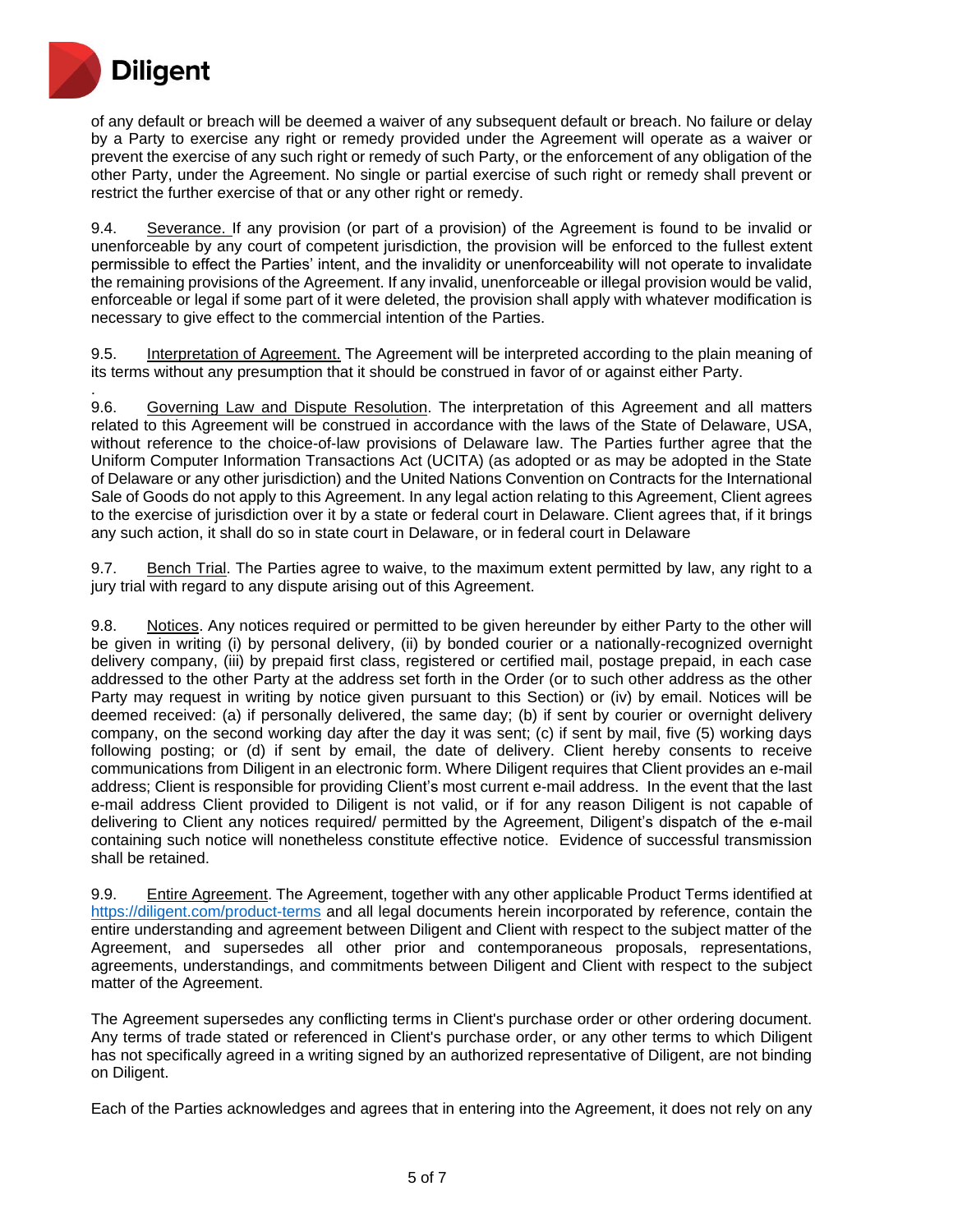of any default or breach will be deemed a waiver of any subsequent default or breach. No failure or delay by a Party to exercise any right or remedy provided under the Agreement will operate as a waiver or prevent the exercise of any such right or remedy of such Party, or the enforcement of any obligation of the other Party, under the Agreement. No single or partial exercise of such right or remedy shall prevent or restrict the further exercise of that or any other right or remedy.

9.4. Severance. If any provision (or part of a provision) of the Agreement is found to be invalid or unenforceable by any court of competent jurisdiction, the provision will be enforced to the fullest extent permissible to effect the Parties' intent, and the invalidity or unenforceability will not operate to invalidate the remaining provisions of the Agreement. If any invalid, unenforceable or illegal provision would be valid, enforceable or legal if some part of it were deleted, the provision shall apply with whatever modification is necessary to give effect to the commercial intention of the Parties.

9.5. Interpretation of Agreement. The Agreement will be interpreted according to the plain meaning of its terms without any presumption that it should be construed in favor of or against either Party.

.

9.6. Governing Law and Dispute Resolution. The interpretation of this Agreement and all matters related to this Agreement will be construed in accordance with the laws of the State of Delaware, USA, without reference to the choice-of-law provisions of Delaware law. The Parties further agree that the Uniform Computer Information Transactions Act (UCITA) (as adopted or as may be adopted in the State of Delaware or any other jurisdiction) and the United Nations Convention on Contracts for the International Sale of Goods do not apply to this Agreement. In any legal action relating to this Agreement, Client agrees to the exercise of jurisdiction over it by a state or federal court in Delaware. Client agrees that, if it brings any such action, it shall do so in state court in Delaware, or in federal court in Delaware

9.7. Bench Trial. The Parties agree to waive, to the maximum extent permitted by law, any right to a jury trial with regard to any dispute arising out of this Agreement.

9.8. Notices. Any notices required or permitted to be given hereunder by either Party to the other will be given in writing (i) by personal delivery, (ii) by bonded courier or a nationally-recognized overnight delivery company, (iii) by prepaid first class, registered or certified mail, postage prepaid, in each case addressed to the other Party at the address set forth in the Order (or to such other address as the other Party may request in writing by notice given pursuant to this Section) or (iv) by email. Notices will be deemed received: (a) if personally delivered, the same day; (b) if sent by courier or overnight delivery company, on the second working day after the day it was sent; (c) if sent by mail, five (5) working days following posting; or (d) if sent by email, the date of delivery. Client hereby consents to receive communications from Diligent in an electronic form. Where Diligent requires that Client provides an e-mail address; Client is responsible for providing Client's most current e-mail address. In the event that the last e-mail address Client provided to Diligent is not valid, or if for any reason Diligent is not capable of delivering to Client any notices required/ permitted by the Agreement, Diligent's dispatch of the e-mail containing such notice will nonetheless constitute effective notice. Evidence of successful transmission shall be retained.

9.9. Entire Agreement. The Agreement, together with any other applicable Product Terms identified at https://diligent.com/product-terms and all legal documents herein incorporated by reference, contain the entire understanding and agreement between Diligent and Client with respect to the subject matter of the Agreement, and supersedes all other prior and contemporaneous proposals, representations, agreements, understandings, and commitments between Diligent and Client with respect to the subject matter of the Agreement.

The Agreement supersedes any conflicting terms in Client's purchase order or other ordering document. Any terms of trade stated or referenced in Client's purchase order, or any other terms to which Diligent has not specifically agreed in a writing signed by an authorized representative of Diligent, are not binding on Diligent.

Each of the Parties acknowledges and agrees that in entering into the Agreement, it does not rely on any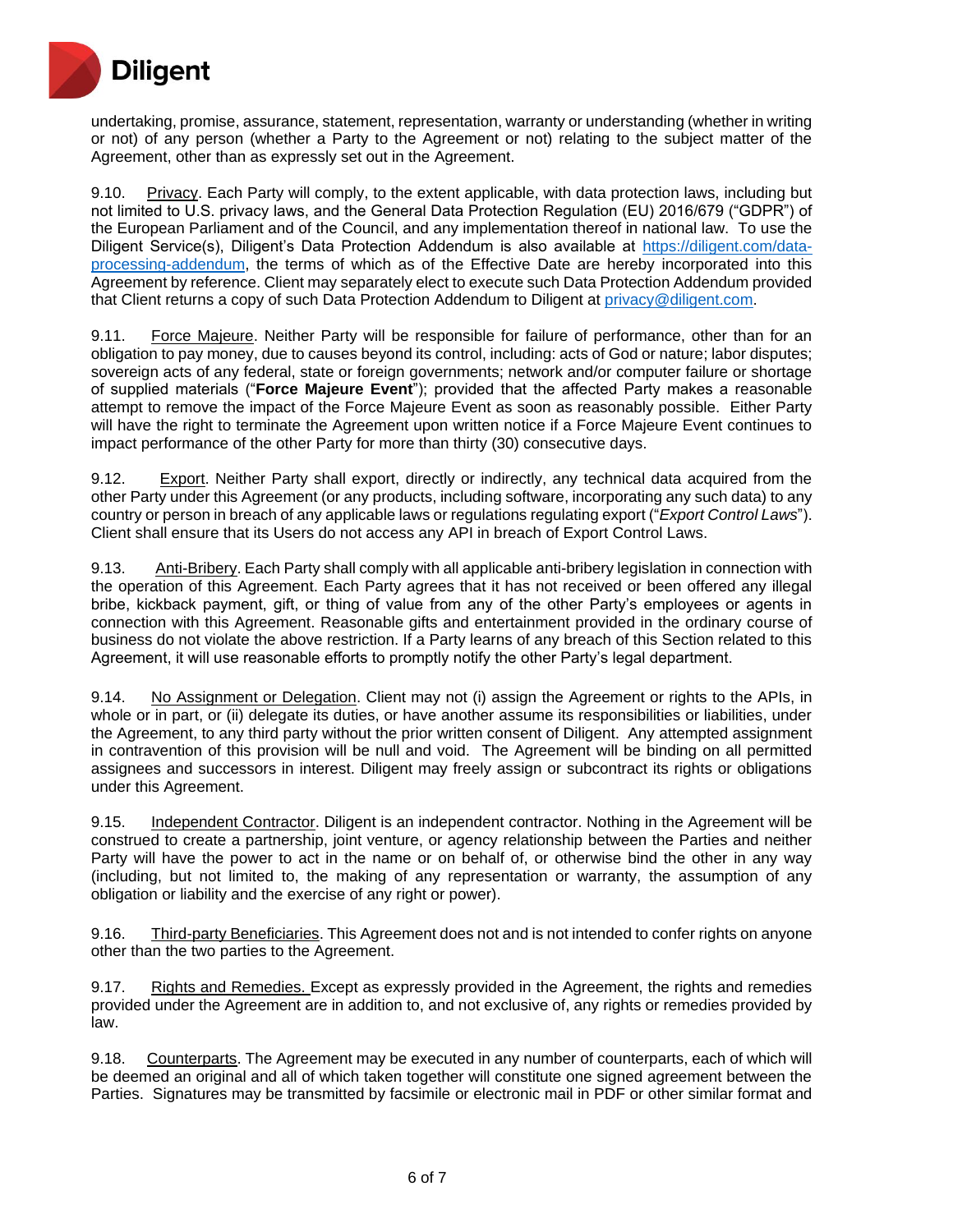undertaking, promise, assurance, statement, representation, warranty or understanding (whether in writing or not) of any person (whether a Party to the Agreement or not) relating to the subject matter of the Agreement, other than as expressly set out in the Agreement.

9.10. Privacy. Each Party will comply, to the extent applicable, with data protection laws, including but not limited to U.S. privacy laws, and the General Data Protection Regulation (EU) 2016/679 ("GDPR") of the European Parliament and of the Council, and any implementation thereof in national law. To use the Diligent Service(s), Diligent's Data Protection Addendum is also available at [https://diligent.com/data-processing-addendum](https://diligent.com/data-processing-addendum), the terms of which as of the Effective Date are hereby incorporated into this Agreement by reference. Client may separately elect to execute such Data Protection Addendum provided that Client returns a copy of such Data Protection Addendum to Diligent at [privacy@diligent.com](mailto:privacy@diligent.com).

9.11. Force Majeure. Neither Party will be responsible for failure of performance, other than for an obligation to pay money, due to causes beyond its control, including: acts of God or nature; labor disputes; sovereign acts of any federal, state or foreign governments; network and/or computer failure or shortage of supplied materials ("**Force Majeure Event**"); provided that the affected Party makes a reasonable attempt to remove the impact of the Force Majeure Event as soon as reasonably possible. Either Party will have the right to terminate the Agreement upon written notice if a Force Majeure Event continues to impact performance of the other Party for more than thirty (30) consecutive days.

9.12. Export. Neither Party shall export, directly or indirectly, any technical data acquired from the other Party under this Agreement (or any products, including software, incorporating any such data) to any country or person in breach of any applicable laws or regulations regulating export ("*Export Control Laws*"). Client shall ensure that its Users do not access any API in breach of Export Control Laws.

9.13. Anti-Bribery. Each Party shall comply with all applicable anti-bribery legislation in connection with the operation of this Agreement. Each Party agrees that it has not received or been offered any illegal bribe, kickback payment, gift, or thing of value from any of the other Party's employees or agents in connection with this Agreement. Reasonable gifts and entertainment provided in the ordinary course of business do not violate the above restriction. If a Party learns of any breach of this Section related to this Agreement, it will use reasonable efforts to promptly notify the other Party's legal department.

9.14. No Assignment or Delegation. Client may not (i) assign the Agreement or rights to the APIs, in whole or in part, or (ii) delegate its duties, or have another assume its responsibilities or liabilities, under the Agreement, to any third party without the prior written consent of Diligent. Any attempted assignment in contravention of this provision will be null and void. The Agreement will be binding on all permitted assignees and successors in interest. Diligent may freely assign or subcontract its rights or obligations under this Agreement.

9.15. Independent Contractor. Diligent is an independent contractor. Nothing in the Agreement will be construed to create a partnership, joint venture, or agency relationship between the Parties and neither Party will have the power to act in the name or on behalf of, or otherwise bind the other in any way (including, but not limited to, the making of any representation or warranty, the assumption of any obligation or liability and the exercise of any right or power).

9.16. Third-party Beneficiaries. This Agreement does not and is not intended to confer rights on anyone other than the two parties to the Agreement.

9.17. Rights and Remedies. Except as expressly provided in the Agreement, the rights and remedies provided under the Agreement are in addition to, and not exclusive of, any rights or remedies provided by law.

9.18. Counterparts. The Agreement may be executed in any number of counterparts, each of which will be deemed an original and all of which taken together will constitute one signed agreement between the Parties. Signatures may be transmitted by facsimile or electronic mail in PDF or other similar format and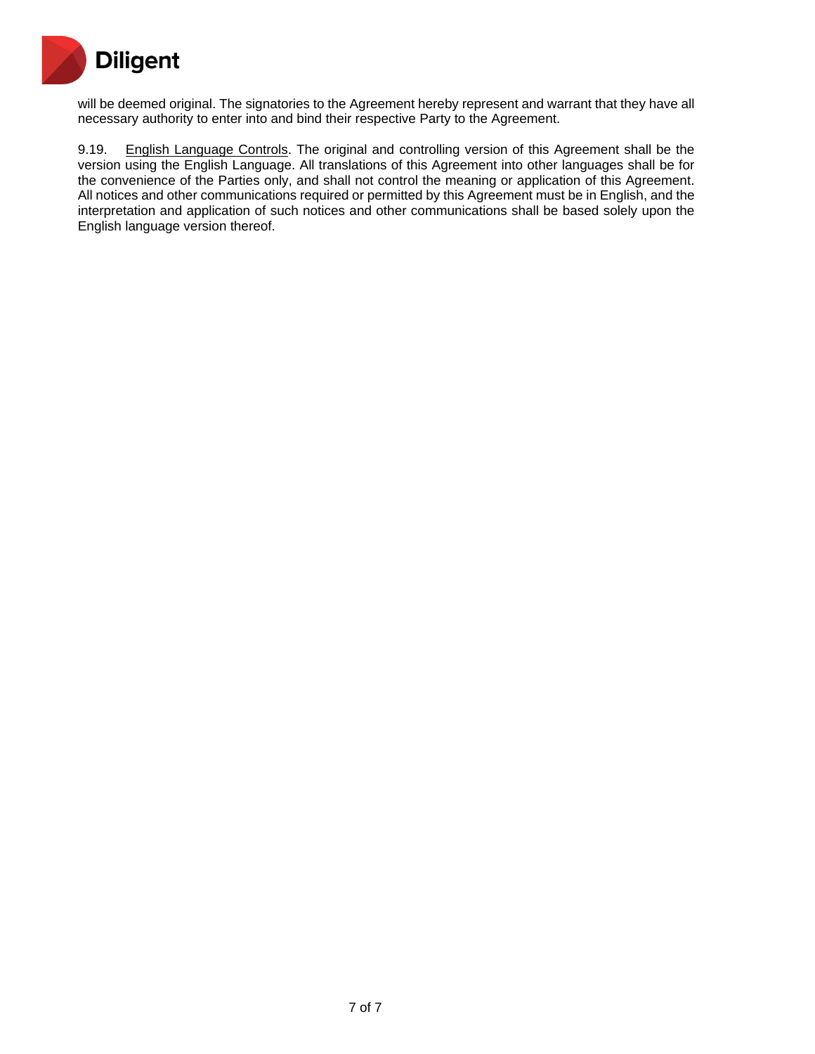will be deemed original. The signatories to the Agreement hereby represent and warrant that they have all necessary authority to enter into and bind their respective Party to the Agreement.

9.19. English Language Controls. The original and controlling version of this Agreement shall be the version using the English Language. All translations of this Agreement into other languages shall be for the convenience of the Parties only, and shall not control the meaning or application of this Agreement. All notices and other communications required or permitted by this Agreement must be in English, and the interpretation and application of such notices and other communications shall be based solely upon the English language version thereof.